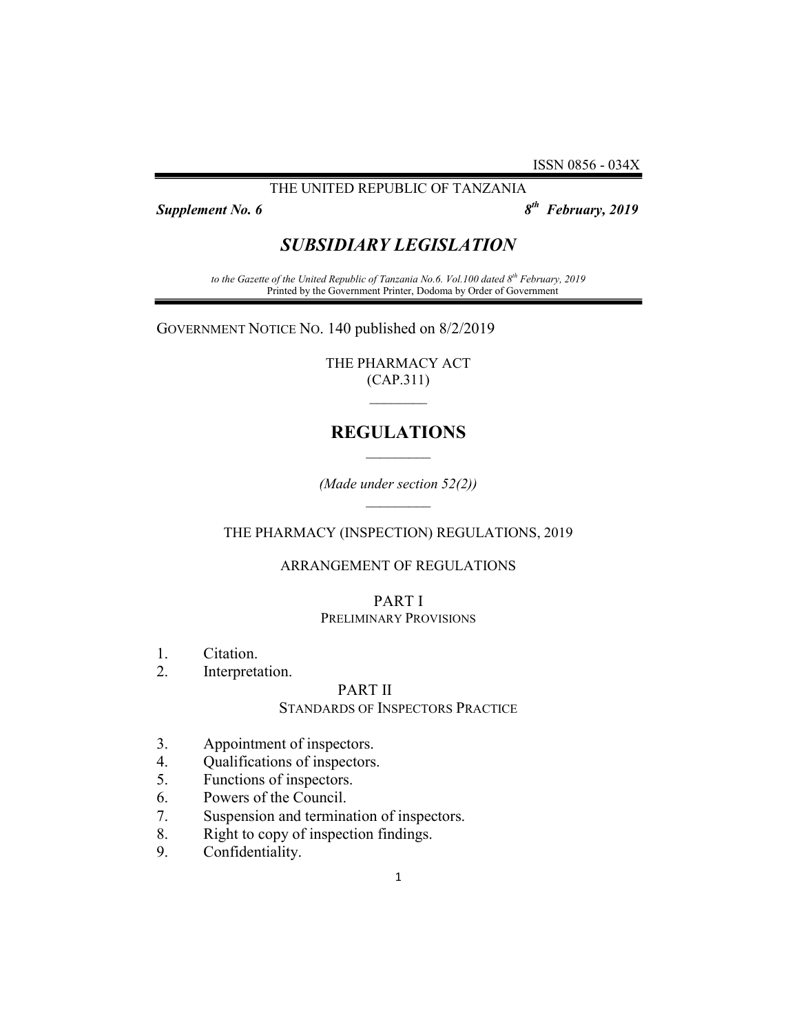ISSN 0856 - 034X

THE UNITED REPUBLIC OF TANZANIA

***Supplement No. 6*** ***8th February, 2019***

# *SUBSIDIARY LEGISLATION*

*to the Gazette of the United Republic of Tanzania No.6. Vol.100 dated 8th February, 2019*
Printed by the Government Printer, Dodoma by Order of Government

GOVERNMENT NOTICE NO. 140 published on 8/2/2019

THE PHARMACY ACT
(CAP.311)

## REGULATIONS

*(Made under section 52(2))*

THE PHARMACY (INSPECTION) REGULATIONS, 2019

ARRANGEMENT OF REGULATIONS

PART I
PRELIMINARY PROVISIONS

1. Citation.
2. Interpretation.

PART II
STANDARDS OF INSPECTORS PRACTICE

3. Appointment of inspectors.
4. Qualifications of inspectors.
5. Functions of inspectors.
6. Powers of the Council.
7. Suspension and termination of inspectors.
8. Right to copy of inspection findings.
9. Confidentiality.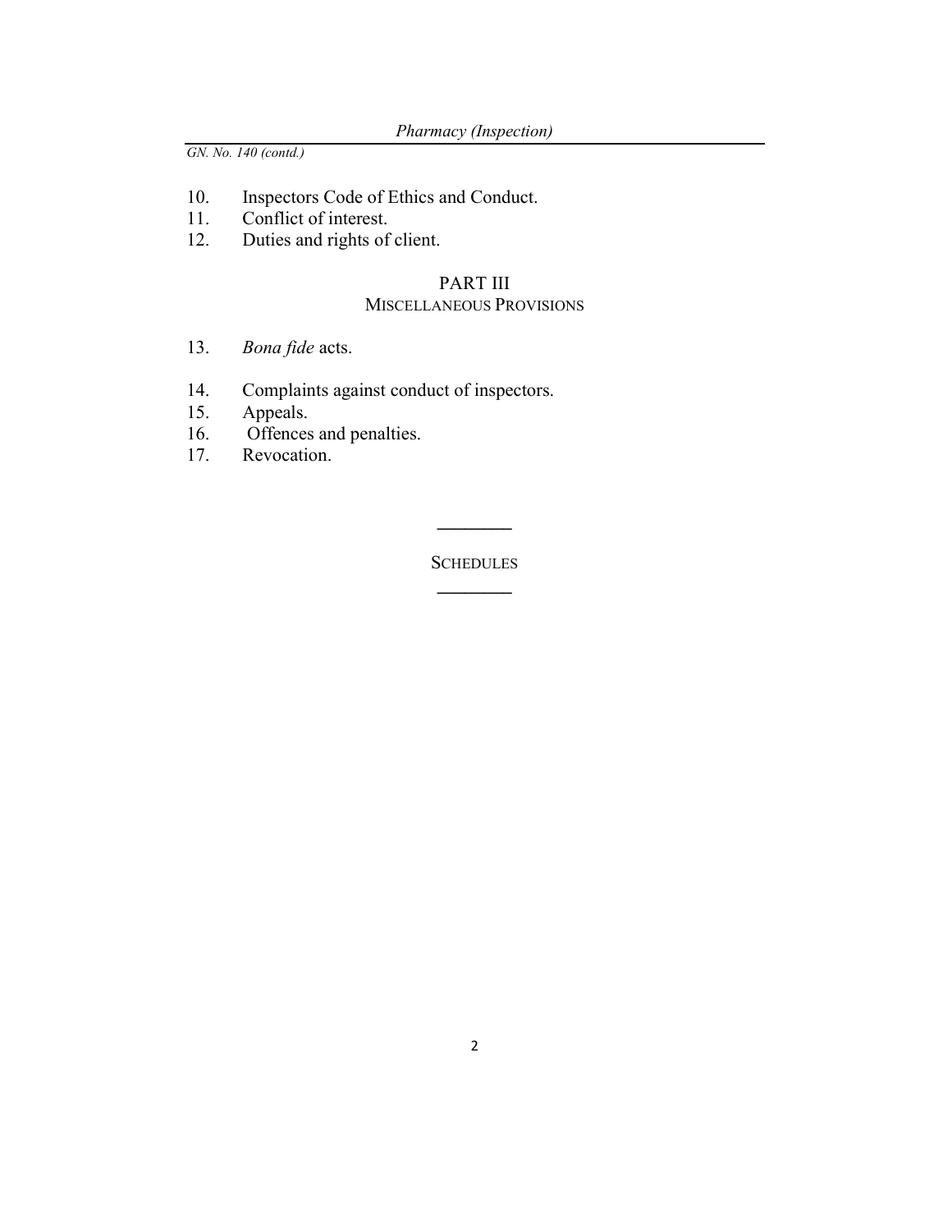GN. No. 140 (contd.)

10. Inspectors Code of Ethics and Conduct.
11. Conflict of interest.
12. Duties and rights of client.

## PART III
### MISCELLANEOUS PROVISIONS

13. *Bona fide* acts.
14. Complaints against conduct of inspectors.
15. Appeals.
16. Offences and penalties.
17. Revocation.

---

SCHEDULES

---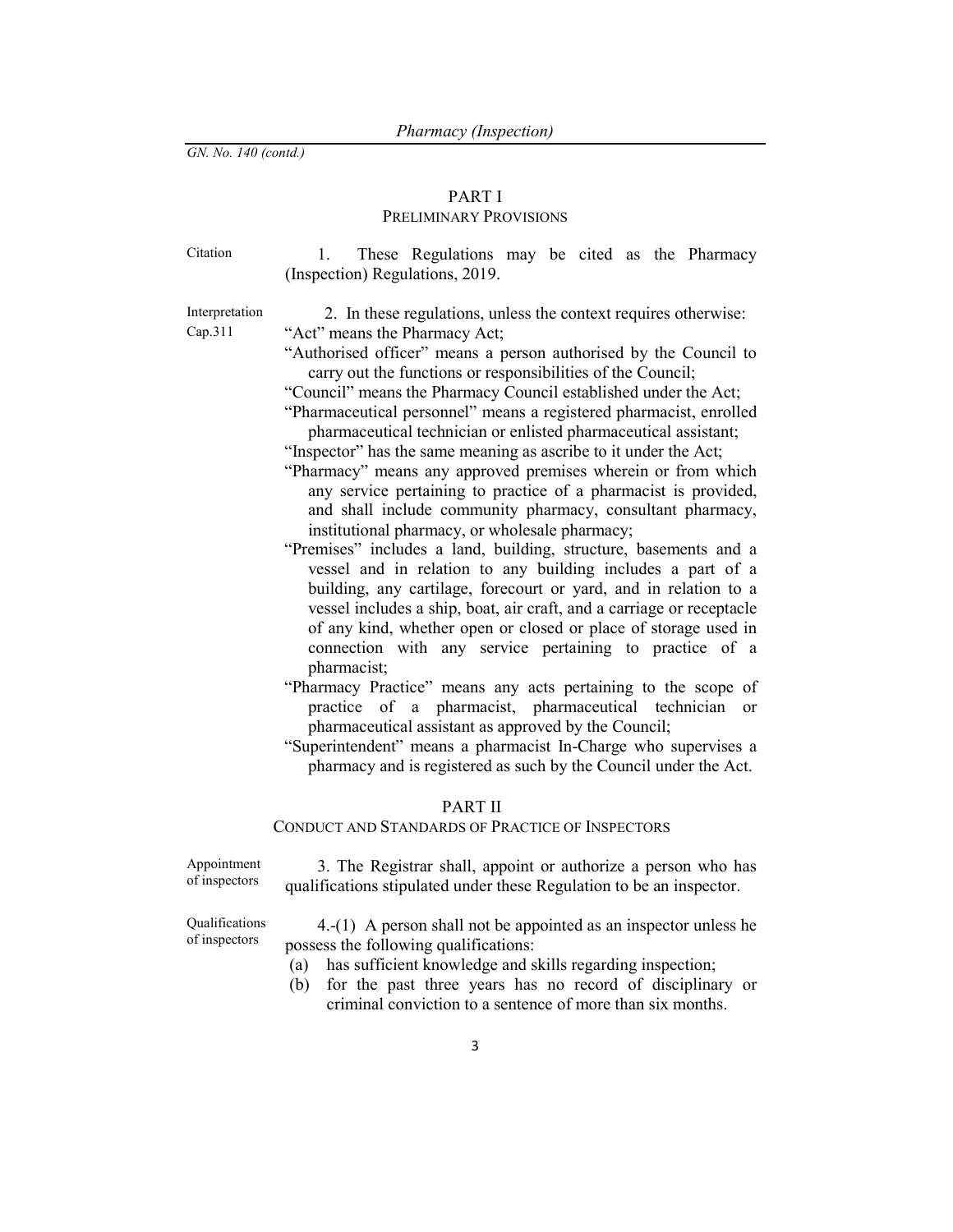*GN. No. 140 (contd.)*

## PART I
### PRELIMINARY PROVISIONS

Citation

1. These Regulations may be cited as the Pharmacy (Inspection) Regulations, 2019.

Interpretation
Cap.311

2. In these regulations, unless the context requires otherwise:

"Act" means the Pharmacy Act;

"Authorised officer" means a person authorised by the Council to carry out the functions or responsibilities of the Council;

"Council" means the Pharmacy Council established under the Act;

"Pharmaceutical personnel" means a registered pharmacist, enrolled pharmaceutical technician or enlisted pharmaceutical assistant;

"Inspector" has the same meaning as ascribe to it under the Act;

"Pharmacy" means any approved premises wherein or from which any service pertaining to practice of a pharmacist is provided, and shall include community pharmacy, consultant pharmacy, institutional pharmacy, or wholesale pharmacy;

"Premises" includes a land, building, structure, basements and a vessel and in relation to any building includes a part of a building, any cartilage, forecourt or yard, and in relation to a vessel includes a ship, boat, air craft, and a carriage or receptacle of any kind, whether open or closed or place of storage used in connection with any service pertaining to practice of a pharmacist;

"Pharmacy Practice" means any acts pertaining to the scope of practice of a pharmacist, pharmaceutical technician or pharmaceutical assistant as approved by the Council;

"Superintendent" means a pharmacist In-Charge who supervises a pharmacy and is registered as such by the Council under the Act.

## PART II
### CONDUCT AND STANDARDS OF PRACTICE OF INSPECTORS

Appointment of inspectors

3. The Registrar shall, appoint or authorize a person who has qualifications stipulated under these Regulation to be an inspector.

Qualifications of inspectors

4.-(1) A person shall not be appointed as an inspector unless he possess the following qualifications:

(a) has sufficient knowledge and skills regarding inspection;

(b) for the past three years has no record of disciplinary or criminal conviction to a sentence of more than six months.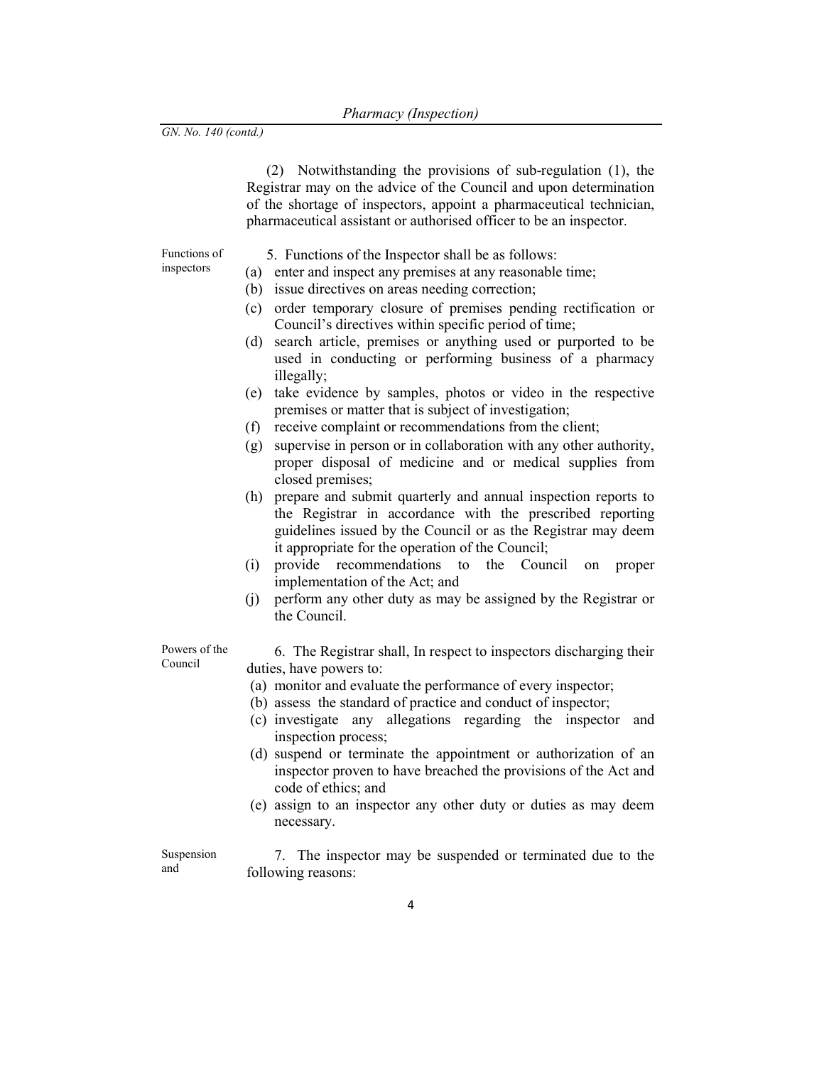(2) Notwithstanding the provisions of sub-regulation (1), the Registrar may on the advice of the Council and upon determination of the shortage of inspectors, appoint a pharmaceutical technician, pharmaceutical assistant or authorised officer to be an inspector.

Functions of inspectors

5. Functions of the Inspector shall be as follows:

(a) enter and inspect any premises at any reasonable time;
(b) issue directives on areas needing correction;
(c) order temporary closure of premises pending rectification or Council's directives within specific period of time;
(d) search article, premises or anything used or purported to be used in conducting or performing business of a pharmacy illegally;
(e) take evidence by samples, photos or video in the respective premises or matter that is subject of investigation;
(f) receive complaint or recommendations from the client;
(g) supervise in person or in collaboration with any other authority, proper disposal of medicine and or medical supplies from closed premises;
(h) prepare and submit quarterly and annual inspection reports to the Registrar in accordance with the prescribed reporting guidelines issued by the Council or as the Registrar may deem it appropriate for the operation of the Council;
(i) provide recommendations to the Council on proper implementation of the Act; and
(j) perform any other duty as may be assigned by the Registrar or the Council.

Powers of the Council

6. The Registrar shall, In respect to inspectors discharging their duties, have powers to:

(a) monitor and evaluate the performance of every inspector;
(b) assess the standard of practice and conduct of inspector;
(c) investigate any allegations regarding the inspector and inspection process;
(d) suspend or terminate the appointment or authorization of an inspector proven to have breached the provisions of the Act and code of ethics; and
(e) assign to an inspector any other duty or duties as may deem necessary.

Suspension and

7. The inspector may be suspended or terminated due to the following reasons: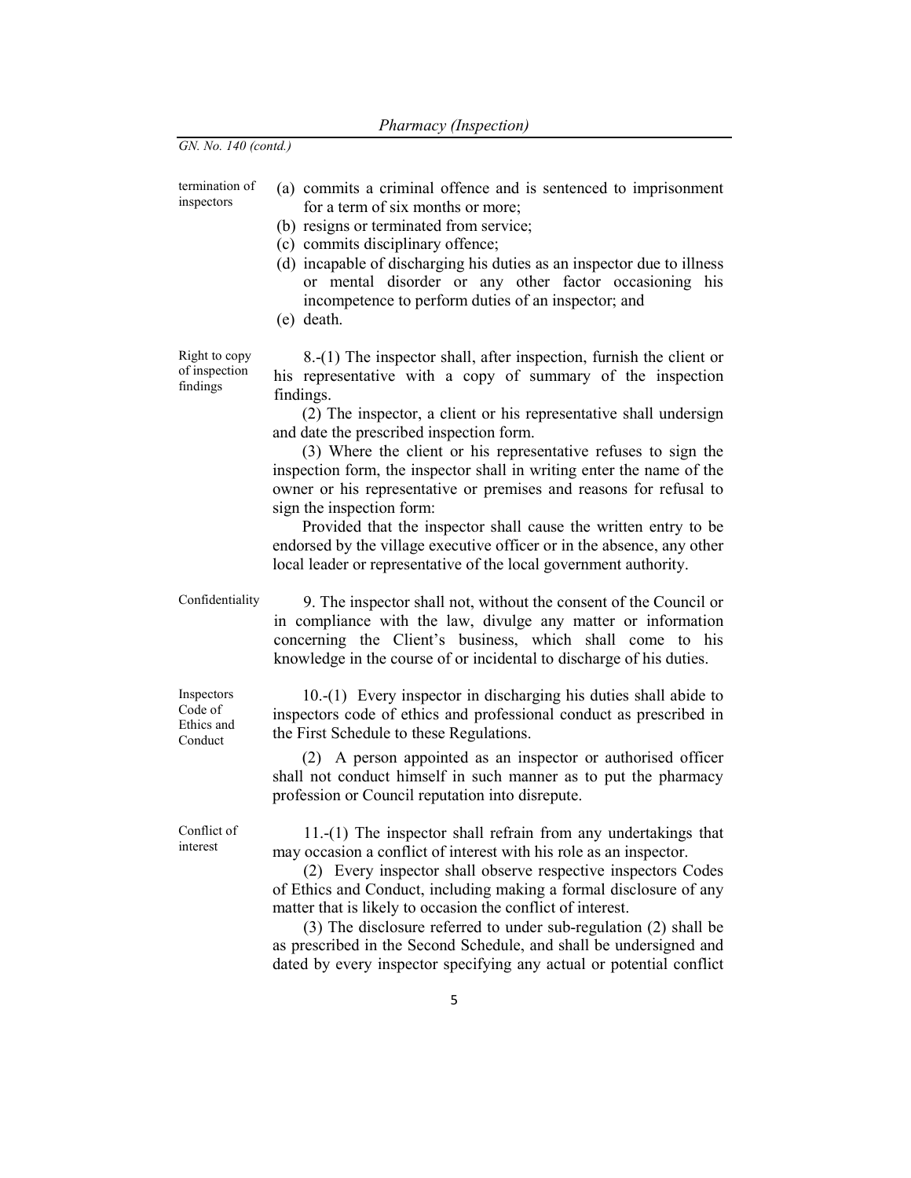termination of inspectors

(a) commits a criminal offence and is sentenced to imprisonment for a term of six months or more;
(b) resigns or terminated from service;
(c) commits disciplinary offence;
(d) incapable of discharging his duties as an inspector due to illness or mental disorder or any other factor occasioning his incompetence to perform duties of an inspector; and
(e) death.

Right to copy of inspection findings

8.-(1) The inspector shall, after inspection, furnish the client or his representative with a copy of summary of the inspection findings.

(2) The inspector, a client or his representative shall undersign and date the prescribed inspection form.

(3) Where the client or his representative refuses to sign the inspection form, the inspector shall in writing enter the name of the owner or his representative or premises and reasons for refusal to sign the inspection form:

Provided that the inspector shall cause the written entry to be endorsed by the village executive officer or in the absence, any other local leader or representative of the local government authority.

Confidentiality

9. The inspector shall not, without the consent of the Council or in compliance with the law, divulge any matter or information concerning the Client's business, which shall come to his knowledge in the course of or incidental to discharge of his duties.

Inspectors Code of Ethics and Conduct

10.-(1) Every inspector in discharging his duties shall abide to inspectors code of ethics and professional conduct as prescribed in the First Schedule to these Regulations.

(2) A person appointed as an inspector or authorised officer shall not conduct himself in such manner as to put the pharmacy profession or Council reputation into disrepute.

Conflict of interest

11.-(1) The inspector shall refrain from any undertakings that may occasion a conflict of interest with his role as an inspector.

(2) Every inspector shall observe respective inspectors Codes of Ethics and Conduct, including making a formal disclosure of any matter that is likely to occasion the conflict of interest.

(3) The disclosure referred to under sub-regulation (2) shall be as prescribed in the Second Schedule, and shall be undersigned and dated by every inspector specifying any actual or potential conflict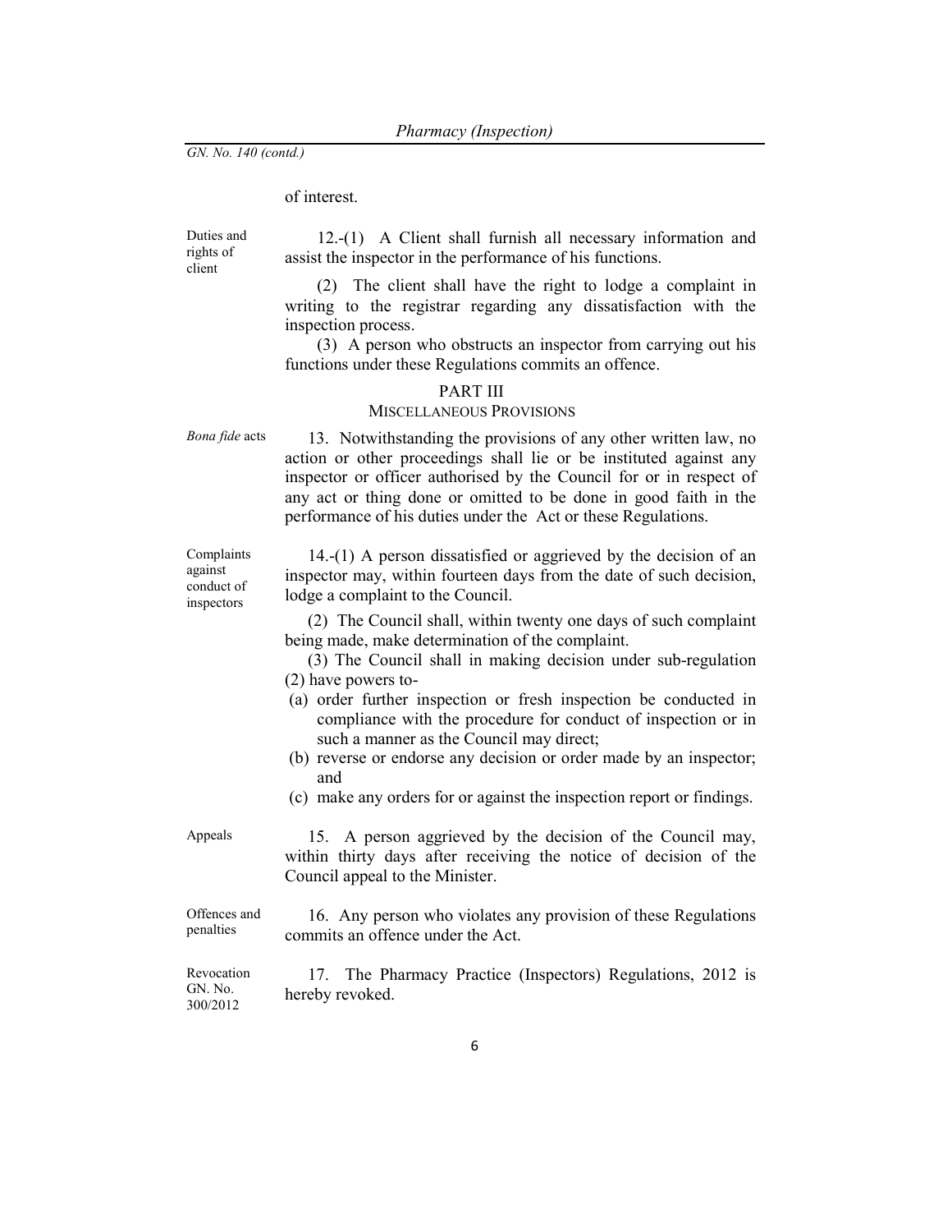of interest.

**Duties and rights of client**

12.-(1) A Client shall furnish all necessary information and assist the inspector in the performance of his functions.

(2) The client shall have the right to lodge a complaint in writing to the registrar regarding any dissatisfaction with the inspection process.

(3) A person who obstructs an inspector from carrying out his functions under these Regulations commits an offence.

## PART III
## MISCELLANEOUS PROVISIONS

***Bona fide* acts**

13. Notwithstanding the provisions of any other written law, no action or other proceedings shall lie or be instituted against any inspector or officer authorised by the Council for or in respect of any act or thing done or omitted to be done in good faith in the performance of his duties under the Act or these Regulations.

**Complaints against conduct of inspectors**

14.-(1) A person dissatisfied or aggrieved by the decision of an inspector may, within fourteen days from the date of such decision, lodge a complaint to the Council.

(2) The Council shall, within twenty one days of such complaint being made, make determination of the complaint.

(3) The Council shall in making decision under sub-regulation (2) have powers to-

(a) order further inspection or fresh inspection be conducted in compliance with the procedure for conduct of inspection or in such a manner as the Council may direct;

(b) reverse or endorse any decision or order made by an inspector; and

(c) make any orders for or against the inspection report or findings.

**Appeals**

15. A person aggrieved by the decision of the Council may, within thirty days after receiving the notice of decision of the Council appeal to the Minister.

**Offences and penalties**

16. Any person who violates any provision of these Regulations commits an offence under the Act.

**Revocation GN. No. 300/2012**

17. The Pharmacy Practice (Inspectors) Regulations, 2012 is hereby revoked.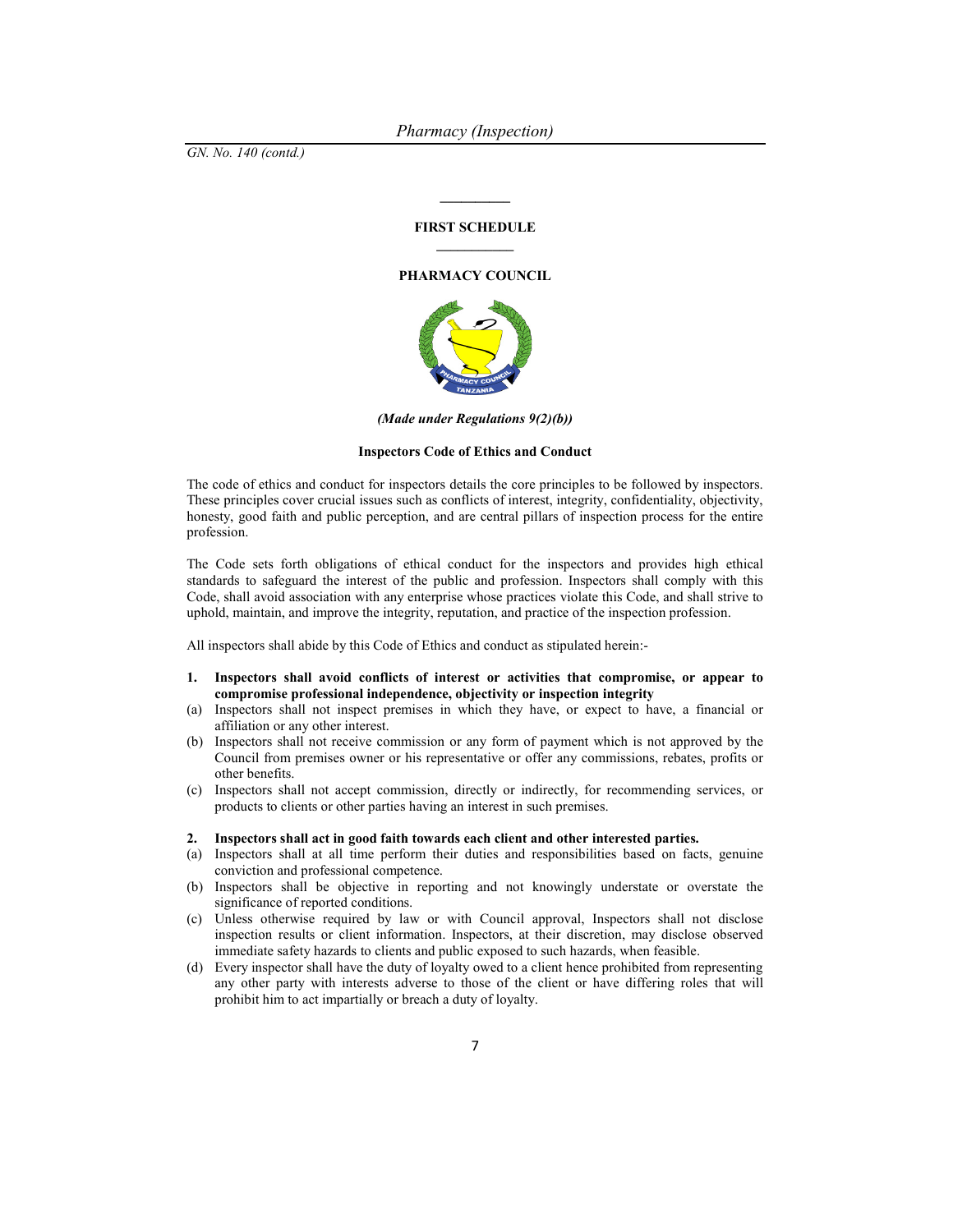GN. No. 140 (contd.)

## FIRST SCHEDULE

## PHARMACY COUNCIL

*(Made under Regulations 9(2)(b))*

### Inspectors Code of Ethics and Conduct

The code of ethics and conduct for inspectors details the core principles to be followed by inspectors. These principles cover crucial issues such as conflicts of interest, integrity, confidentiality, objectivity, honesty, good faith and public perception, and are central pillars of inspection process for the entire profession.

The Code sets forth obligations of ethical conduct for the inspectors and provides high ethical standards to safeguard the interest of the public and profession. Inspectors shall comply with this Code, shall avoid association with any enterprise whose practices violate this Code, and shall strive to uphold, maintain, and improve the integrity, reputation, and practice of the inspection profession.

All inspectors shall abide by this Code of Ethics and conduct as stipulated herein:-

**1. Inspectors shall avoid conflicts of interest or activities that compromise, or appear to compromise professional independence, objectivity or inspection integrity**

(a) Inspectors shall not inspect premises in which they have, or expect to have, a financial or affiliation or any other interest.

(b) Inspectors shall not receive commission or any form of payment which is not approved by the Council from premises owner or his representative or offer any commissions, rebates, profits or other benefits.

(c) Inspectors shall not accept commission, directly or indirectly, for recommending services, or products to clients or other parties having an interest in such premises.

**2. Inspectors shall act in good faith towards each client and other interested parties.**

(a) Inspectors shall at all time perform their duties and responsibilities based on facts, genuine conviction and professional competence.

(b) Inspectors shall be objective in reporting and not knowingly understate or overstate the significance of reported conditions.

(c) Unless otherwise required by law or with Council approval, Inspectors shall not disclose inspection results or client information. Inspectors, at their discretion, may disclose observed immediate safety hazards to clients and public exposed to such hazards, when feasible.

(d) Every inspector shall have the duty of loyalty owed to a client hence prohibited from representing any other party with interests adverse to those of the client or have differing roles that will prohibit him to act impartially or breach a duty of loyalty.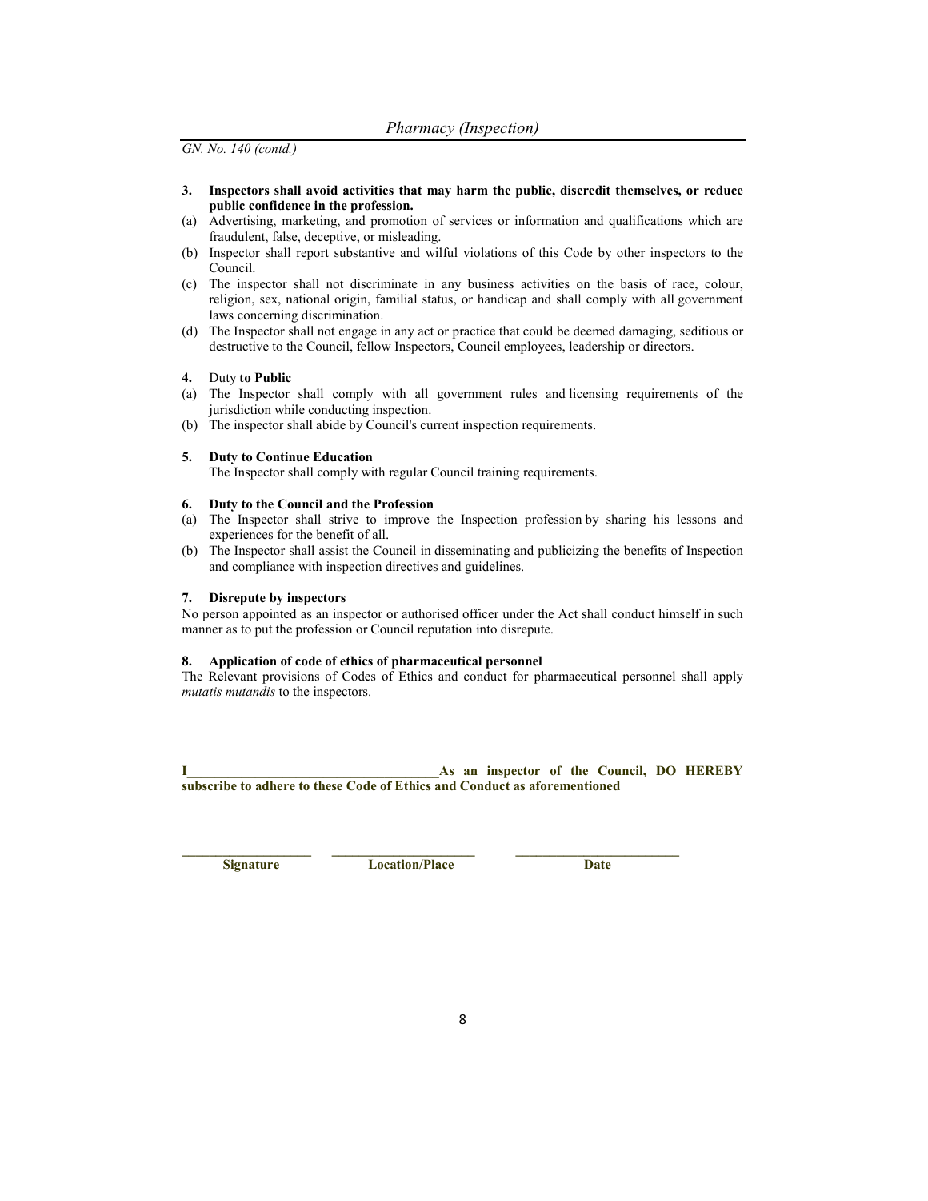*GN. No. 140 (contd.)*

**3. Inspectors shall avoid activities that may harm the public, discredit themselves, or reduce public confidence in the profession.**

(a) Advertising, marketing, and promotion of services or information and qualifications which are fraudulent, false, deceptive, or misleading.

(b) Inspector shall report substantive and wilful violations of this Code by other inspectors to the Council.

(c) The inspector shall not discriminate in any business activities on the basis of race, colour, religion, sex, national origin, familial status, or handicap and shall comply with all government laws concerning discrimination.

(d) The Inspector shall not engage in any act or practice that could be deemed damaging, seditious or destructive to the Council, fellow Inspectors, Council employees, leadership or directors.

**4.** Duty **to Public**

(a) The Inspector shall comply with all government rules and licensing requirements of the jurisdiction while conducting inspection.

(b) The inspector shall abide by Council's current inspection requirements.

**5. Duty to Continue Education**

The Inspector shall comply with regular Council training requirements.

**6. Duty to the Council and the Profession**

(a) The Inspector shall strive to improve the Inspection profession by sharing his lessons and experiences for the benefit of all.

(b) The Inspector shall assist the Council in disseminating and publicizing the benefits of Inspection and compliance with inspection directives and guidelines.

**7. Disrepute by inspectors**

No person appointed as an inspector or authorised officer under the Act shall conduct himself in such manner as to put the profession or Council reputation into disrepute.

**8. Application of code of ethics of pharmaceutical personnel**

The Relevant provisions of Codes of Ethics and conduct for pharmaceutical personnel shall apply *mutatis mutandis* to the inspectors.

**I\_\_\_\_\_\_\_\_\_\_\_\_\_\_\_\_\_\_\_\_\_\_\_\_\_\_\_\_\_\_\_\_\_\_\_\_As an inspector of the Council, DO HEREBY subscribe to adhere to these Code of Ethics and Conduct as aforementioned**

| \_\_\_\_\_\_\_\_\_\_\_\_\_\_\_\_\_\_\_\_ | \_\_\_\_\_\_\_\_\_\_\_\_\_\_\_\_\_\_\_\_ | \_\_\_\_\_\_\_\_\_\_\_\_\_\_\_\_\_\_\_\_ |
|---|---|---|
| **Signature** | **Location/Place** | **Date** |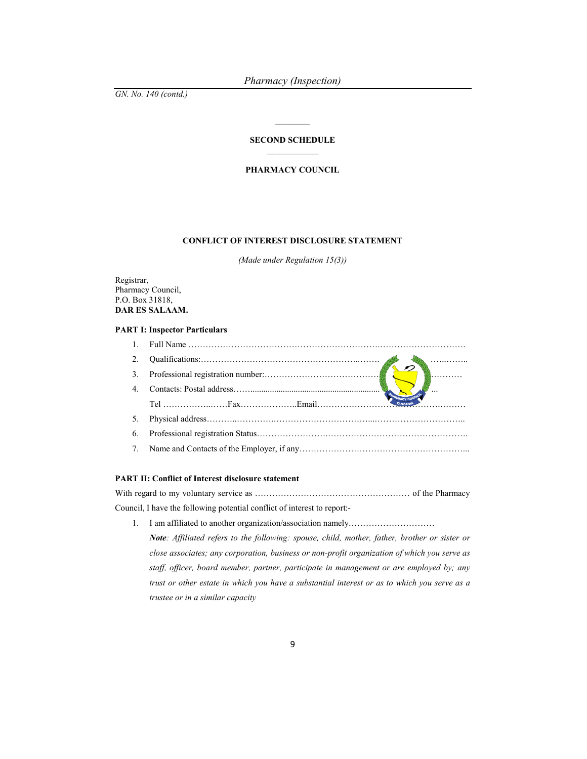GN. No. 140 (contd.)

## SECOND SCHEDULE

## PHARMACY COUNCIL

### CONFLICT OF INTEREST DISCLOSURE STATEMENT

*(Made under Regulation 15(3))*

Registrar,
Pharmacy Council,
P.O. Box 31818,
**DAR ES SALAAM.**

**PART I: Inspector Particulars**

1. Full Name ……………………………………………………………….…………………………
2. Qualifications:……………………………………………………..…….…..……..
3. Professional registration number:………………………………………………
4. Contacts: Postal address……...............................................................…
   Tel ……………..……Fax………………..Email……………………………………..………
5. Physical address………..………….…………………………………...…………………………..
6. Professional registration Status…………………….……………………………………………….
7. Name and Contacts of the Employer, if any…………………………………………………...

**PART II: Conflict of Interest disclosure statement**

With regard to my voluntary service as ……………………………………………… of the Pharmacy Council, I have the following potential conflict of interest to report:-

1. I am affiliated to another organization/association namely…………………………
   ***Note****: Affiliated refers to the following: spouse, child, mother, father, brother or sister or close associates; any corporation, business or non-profit organization of which you serve as staff, officer, board member, partner, participate in management or are employed by; any trust or other estate in which you have a substantial interest or as to which you serve as a trustee or in a similar capacity*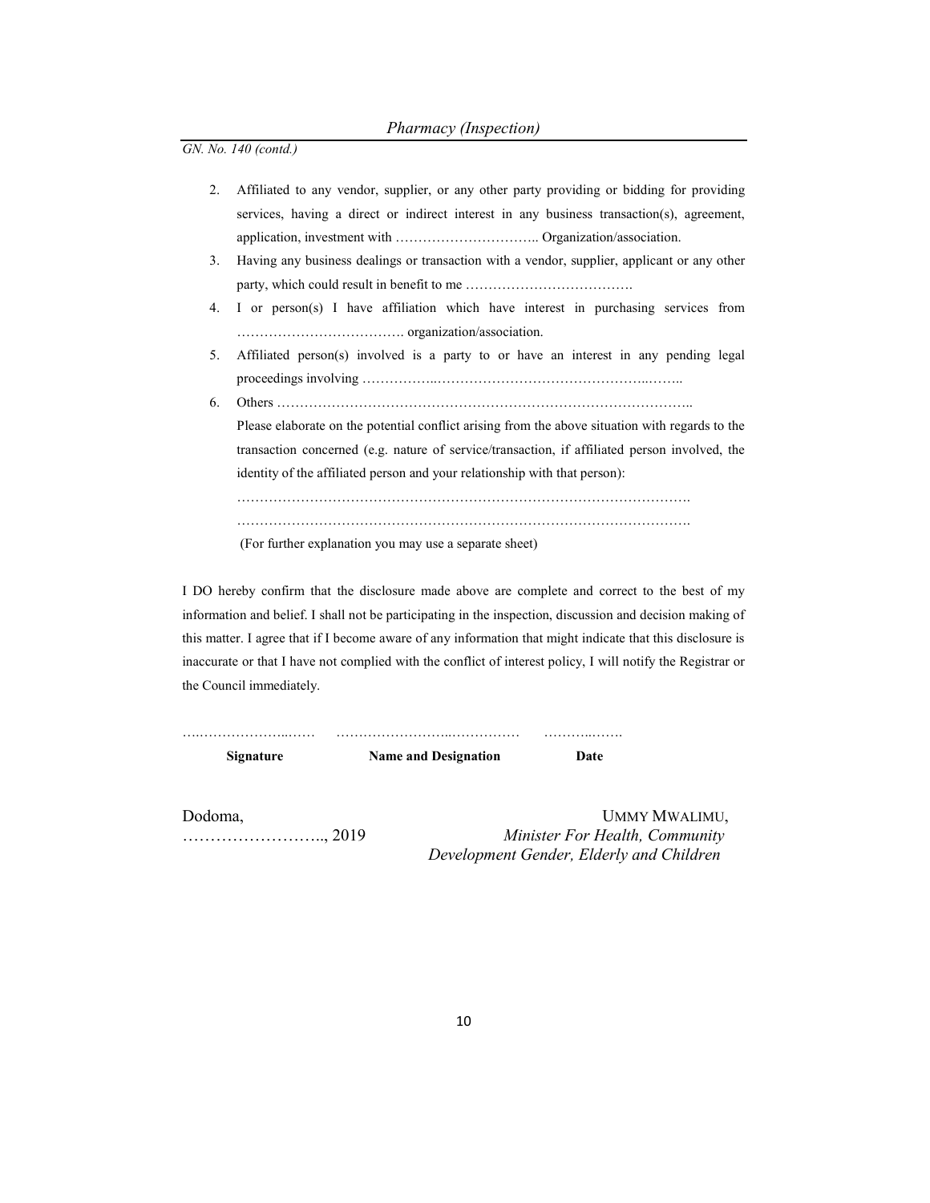GN. No. 140 (contd.)

2. Affiliated to any vendor, supplier, or any other party providing or bidding for providing services, having a direct or indirect interest in any business transaction(s), agreement, application, investment with ………………………….. Organization/association.
3. Having any business dealings or transaction with a vendor, supplier, applicant or any other party, which could result in benefit to me ……………………………….
4. I or person(s) I have affiliation which have interest in purchasing services from ………………………………. organization/association.
5. Affiliated person(s) involved is a party to or have an interest in any pending legal proceedings involving ……………..…………………………………………..……..
6. Others ………………………………………………………………………………..

   Please elaborate on the potential conflict arising from the above situation with regards to the transaction concerned (e.g. nature of service/transaction, if affiliated person involved, the identity of the affiliated person and your relationship with that person):

   ……………………………………………………………………………………….

   ……………………………………………………………………………………….

   (For further explanation you may use a separate sheet)

I DO hereby confirm that the disclosure made above are complete and correct to the best of my information and belief. I shall not be participating in the inspection, discussion and decision making of this matter. I agree that if I become aware of any information that might indicate that this disclosure is inaccurate or that I have not complied with the conflict of interest policy, I will notify the Registrar or the Council immediately.

….…………………..……  ……………………..……………  ………..…….

**Signature**  **Name and Designation**  **Date**

Dodoma,
…………………….., 2019

UMMY MWALIMU,
*Minister For Health, Community Development Gender, Elderly and Children*